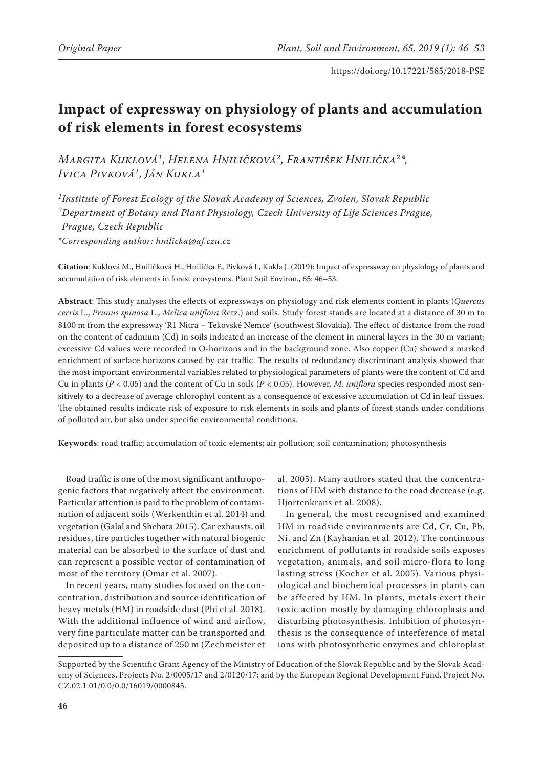# Impact of expressway on physiology of plants and accumulation of risk elements in forest ecosystems

*Margita Kuklová[1], Helena Hniličková[2], František Hnilička[2]\*, Ivica Pivková[1], Ján Kukla[1]*

[1]*Institute of Forest Ecology of the Slovak Academy of Sciences, Zvolen, Slovak Republic*
[2]*Department of Botany and Plant Physiology, Czech University of Life Sciences Prague, Prague, Czech Republic*
*\*Corresponding author: hnilicka@af.czu.cz*

**Citation**: Kuklová M., Hniličková H., Hnilička F., Pivková I., Kukla J. (2019): Impact of expressway on physiology of plants and accumulation of risk elements in forest ecosystems. Plant Soil Environ., 65: 46–53.

**Abstract**: This study analyses the effects of expressways on physiology and risk elements content in plants (*Quercus cerris* L., *Prunus spinosa* L., *Melica uniflora* Retz.) and soils. Study forest stands are located at a distance of 30 m to 8100 m from the expressway 'R1 Nitra – Tekovské Nemce' (southwest Slovakia). The effect of distance from the road on the content of cadmium (Cd) in soils indicated an increase of the element in mineral layers in the 30 m variant; excessive Cd values were recorded in O-horizons and in the background zone. Also copper (Cu) showed a marked enrichment of surface horizons caused by car traffic. The results of redundancy discriminant analysis showed that the most important environmental variables related to physiological parameters of plants were the content of Cd and Cu in plants ($P < 0.05$) and the content of Cu in soils ($P < 0.05$). However, *M. uniflora* species responded most sensitively to a decrease of average chlorophyl content as a consequence of excessive accumulation of Cd in leaf tissues. The obtained results indicate risk of exposure to risk elements in soils and plants of forest stands under conditions of polluted air, but also under specific environmental conditions.

**Keywords**: road traffic; accumulation of toxic elements; air pollution; soil contamination; photosynthesis

Road traffic is one of the most significant anthropogenic factors that negatively affect the environment. Particular attention is paid to the problem of contamination of adjacent soils (Werkenthin et al. 2014) and vegetation (Galal and Shehata 2015). Car exhausts, oil residues, tire particles together with natural biogenic material can be absorbed to the surface of dust and can represent a possible vector of contamination of most of the territory (Omar et al. 2007).

In recent years, many studies focused on the concentration, distribution and source identification of heavy metals (HM) in roadside dust (Phi et al. 2018). With the additional influence of wind and airflow, very fine particulate matter can be transported and deposited up to a distance of 250 m (Zechmeister et al. 2005). Many authors stated that the concentrations of HM with distance to the road decrease (e.g. Hjortenkrans et al. 2008).

In general, the most recognised and examined HM in roadside environments are Cd, Cr, Cu, Pb, Ni, and Zn (Kayhanian et al. 2012). The continuous enrichment of pollutants in roadside soils exposes vegetation, animals, and soil micro-flora to long lasting stress (Kocher et al. 2005). Various physiological and biochemical processes in plants can be affected by HM. In plants, metals exert their toxic action mostly by damaging chloroplasts and disturbing photosynthesis. Inhibition of photosynthesis is the consequence of interference of metal ions with photosynthetic enzymes and chloroplast

Supported by the Scientific Grant Agency of the Ministry of Education of the Slovak Republic and by the Slovak Academy of Sciences, Projects No. 2/0005/17 and 2/0120/17; and by the European Regional Development Fund, Project No. CZ.02.1.01/0.0/0.0/16019/0000845.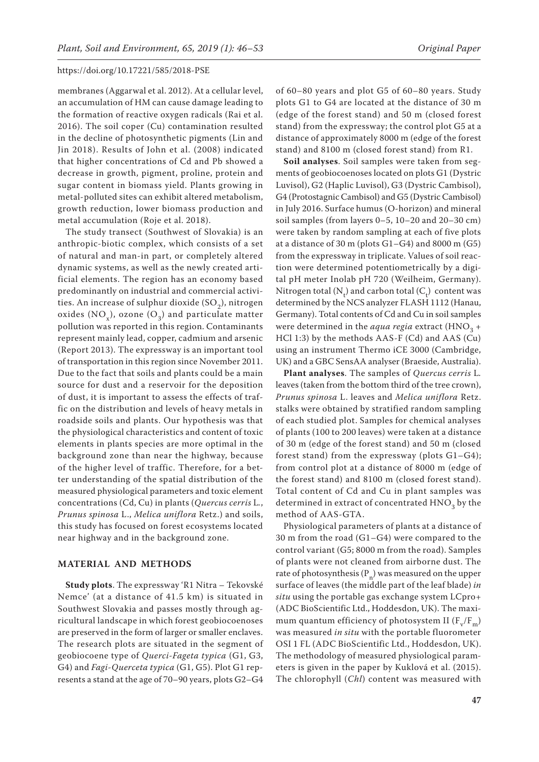membranes (Aggarwal et al. 2012). At a cellular level, an accumulation of HM can cause damage leading to the formation of reactive oxygen radicals (Rai et al. 2016). The soil coper (Cu) contamination resulted in the decline of photosynthetic pigments (Lin and Jin 2018). Results of John et al. (2008) indicated that higher concentrations of Cd and Pb showed a decrease in growth, pigment, proline, protein and sugar content in biomass yield. Plants growing in metal-polluted sites can exhibit altered metabolism, growth reduction, lower biomass production and metal accumulation (Roje et al. 2018).

The study transect (Southwest of Slovakia) is an anthropic-biotic complex, which consists of a set of natural and man-in part, or completely altered dynamic systems, as well as the newly created artificial elements. The region has an economy based predominantly on industrial and commercial activities. An increase of sulphur dioxide ($SO_2$), nitrogen oxides ($NO_x$), ozone ($O_3$) and particulate matter pollution was reported in this region. Contaminants represent mainly lead, copper, cadmium and arsenic (Report 2013). The expressway is an important tool of transportation in this region since November 2011. Due to the fact that soils and plants could be a main source for dust and a reservoir for the deposition of dust, it is important to assess the effects of traffic on the distribution and levels of heavy metals in roadside soils and plants. Our hypothesis was that the physiological characteristics and content of toxic elements in plants species are more optimal in the background zone than near the highway, because of the higher level of traffic. Therefore, for a better understanding of the spatial distribution of the measured physiological parameters and toxic element concentrations (Cd, Cu) in plants (*Quercus cerris* L., *Prunus spinosa* L., *Melica uniflora* Retz.) and soils, this study has focused on forest ecosystems located near highway and in the background zone.

## MATERIAL AND METHODS

**Study plots**. The expressway 'R1 Nitra – Tekovské Nemce' (at a distance of 41.5 km) is situated in Southwest Slovakia and passes mostly through agricultural landscape in which forest geobiocoenoses are preserved in the form of larger or smaller enclaves. The research plots are situated in the segment of geobiocoene type of *Querci-Fageta typica* (G1, G3, G4) and *Fagi-Querceta typica* (G1, G5). Plot G1 represents a stand at the age of 70–90 years, plots G2–G4 of 60–80 years and plot G5 of 60–80 years. Study plots G1 to G4 are located at the distance of 30 m (edge of the forest stand) and 50 m (closed forest stand) from the expressway; the control plot G5 at a distance of approximately 8000 m (edge of the forest stand) and 8100 m (closed forest stand) from R1.

**Soil analyses**. Soil samples were taken from segments of geobiocoenoses located on plots G1 (Dystric Luvisol), G2 (Haplic Luvisol), G3 (Dystric Cambisol), G4 (Protostagnic Cambisol) and G5 (Dystric Cambisol) in July 2016. Surface humus (O-horizon) and mineral soil samples (from layers 0–5, 10–20 and 20–30 cm) were taken by random sampling at each of five plots at a distance of 30 m (plots G1–G4) and 8000 m (G5) from the expressway in triplicate. Values of soil reaction were determined potentiometrically by a digital pH meter Inolab pH 720 (Weilheim, Germany). Nitrogen total ($N_t$) and carbon total ($C_t$) content was determined by the NCS analyzer FLASH 1112 (Hanau, Germany). Total contents of Cd and Cu in soil samples were determined in the *aqua regia* extract ($HNO_3$ + HCl 1:3) by the methods AAS-F (Cd) and AAS (Cu) using an instrument Thermo iCE 3000 (Cambridge, UK) and a GBC SensAA analyser (Braeside, Australia).

**Plant analyses**. The samples of *Quercus cerris* L. leaves (taken from the bottom third of the tree crown), *Prunus spinosa* L. leaves and *Melica uniflora* Retz. stalks were obtained by stratified random sampling of each studied plot. Samples for chemical analyses of plants (100 to 200 leaves) were taken at a distance of 30 m (edge of the forest stand) and 50 m (closed forest stand) from the expressway (plots G1–G4); from control plot at a distance of 8000 m (edge of the forest stand) and 8100 m (closed forest stand). Total content of Cd and Cu in plant samples was determined in extract of concentrated $HNO_3$ by the method of AAS-GTA.

Physiological parameters of plants at a distance of 30 m from the road (G1–G4) were compared to the control variant (G5; 8000 m from the road). Samples of plants were not cleaned from airborne dust. The rate of photosynthesis ($P_n$) was measured on the upper surface of leaves (the middle part of the leaf blade) *in situ* using the portable gas exchange system LCpro+ (ADC BioScientific Ltd., Hoddesdon, UK). The maximum quantum efficiency of photosystem II ($F_v/F_m$) was measured *in situ* with the portable fluorometer OSI 1 FL (ADC BioScientific Ltd., Hoddesdon, UK). The methodology of measured physiological parameters is given in the paper by Kuklová et al. (2015). The chlorophyll (*Chl*) content was measured with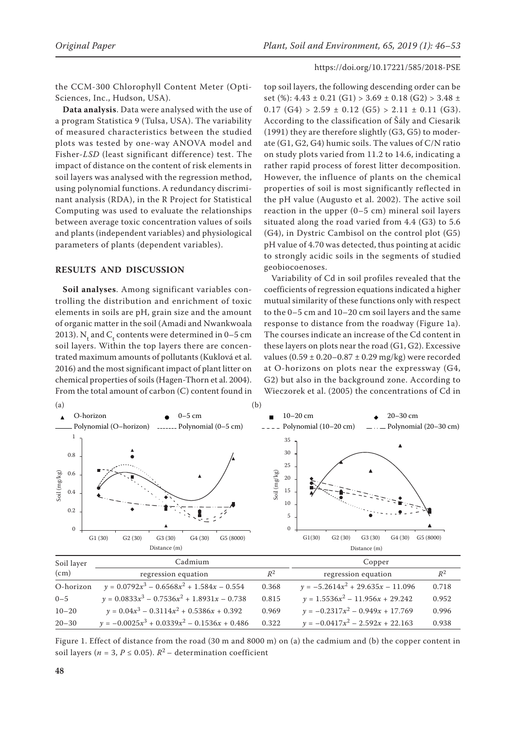the CCM-300 Chlorophyll Content Meter (Opti-Sciences, Inc., Hudson, USA).

**Data analysis**. Data were analysed with the use of a program Statistica 9 (Tulsa, USA). The variability of measured characteristics between the studied plots was tested by one-way ANOVA model and Fisher-*LSD* (least significant difference) test. The impact of distance on the content of risk elements in soil layers was analysed with the regression method, using polynomial functions. A redundancy discriminant analysis (RDA), in the R Project for Statistical Computing was used to evaluate the relationships between average toxic concentration values of soils and plants (independent variables) and physiological parameters of plants (dependent variables).

## RESULTS AND DISCUSSION

**Soil analyses**. Among significant variables controlling the distribution and enrichment of toxic elements in soils are pH, grain size and the amount of organic matter in the soil (Amadi and Nwankwoala 2013). $N_t$ and $C_t$ contents were determined in 0–5 cm soil layers. Within the top layers there are concentrated maximum amounts of pollutants (Kuklová et al. 2016) and the most significant impact of plant litter on chemical properties of soils (Hagen-Thorn et al. 2004). From the total amount of carbon (C) content found in top soil layers, the following descending order can be set (%): 4.43 ± 0.21 (G1) > 3.69 ± 0.18 (G2) > 3.48 ± 0.17 (G4) > 2.59 ± 0.12 (G5) > 2.11 ± 0.11 (G3). According to the classification of Šály and Ciesarik (1991) they are therefore slightly (G3, G5) to moderate (G1, G2, G4) humic soils. The values of C/N ratio on study plots varied from 11.2 to 14.6, indicating a rather rapid process of forest litter decomposition. However, the influence of plants on the chemical properties of soil is most significantly reflected in the pH value (Augusto et al. 2002). The active soil reaction in the upper (0–5 cm) mineral soil layers situated along the road varied from 4.4 (G3) to 5.6 (G4), in Dystric Cambisol on the control plot (G5) pH value of 4.70 was detected, thus pointing at acidic to strongly acidic soils in the segments of studied geobiocoenoses.

Variability of Cd in soil profiles revealed that the coefficients of regression equations indicated a higher mutual similarity of these functions only with respect to the 0–5 cm and 10–20 cm soil layers and the same response to distance from the roadway (Figure 1a). The courses indicate an increase of the Cd content in these layers on plots near the road (G1, G2). Excessive values (0.59 ± 0.20–0.87 ± 0.29 mg/kg) were recorded at O-horizons on plots near the expressway (G4, G2) but also in the background zone. According to Wieczorek et al. (2005) the concentrations of Cd in

(a)
O-horizon
0–5 cm
Polynomial (O–horizon)
Polynomial (0–5 cm)
Soil (mg/kg)
1
0.8
0.6
0.4
0.2
0
G1 (30) G2 (30) G3 (30) G4 (30) G5 (8000)
Distance (m)

(b)
10–20 cm
20–30 cm
Polynomial (10–20 cm)
Polynomial (20–30 cm)
Soil (mg/kg)
35
30
25
20
15
10
5
0
G1(30) G2 (30) G3 (30) G4 (30) G5 (8000)
Distance (m)

| Soil layer (cm) | Cadmium | | Copper | |
|---|---|---|---|---|
| | regression equation | $R^2$ | regression equation | $R^2$ |
| O-horizon | $y = 0.0792x^3 - 0.6568x^2 + 1.584x - 0.554$ | 0.368 | $y = -5.2614x^2 + 29.635x - 11.096$ | 0.718 |
| 0–5 | $y = 0.0833x^3 - 0.7536x^2 + 1.8931x - 0.738$ | 0.815 | $y = 1.5536x^2 - 11.956x + 29.242$ | 0.952 |
| 10–20 | $y = 0.04x^3 - 0.3114x^2 + 0.5386x + 0.392$ | 0.969 | $y = -0.2317x^2 - 0.949x + 17.769$ | 0.996 |
| 20–30 | $y = -0.0025x^3 + 0.0339x^2 - 0.1536x + 0.486$ | 0.322 | $y = -0.0417x^2 - 2.592x + 22.163$ | 0.938 |

Figure 1. Effect of distance from the road (30 m and 8000 m) on (a) the cadmium and (b) the copper content in soil layers ($n = 3$, $P \leq 0.05$). $R^2$ – determination coefficient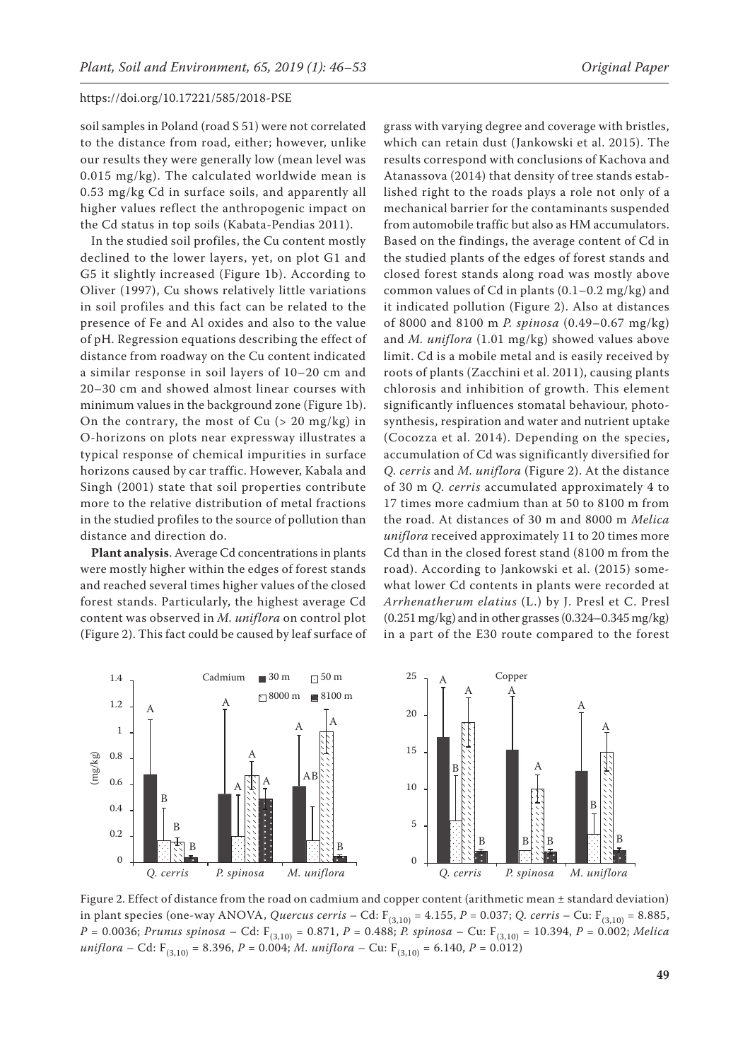soil samples in Poland (road S 51) were not correlated to the distance from road, either; however, unlike our results they were generally low (mean level was 0.015 mg/kg). The calculated worldwide mean is 0.53 mg/kg Cd in surface soils, and apparently all higher values reflect the anthropogenic impact on the Cd status in top soils (Kabata-Pendias 2011).

In the studied soil profiles, the Cu content mostly declined to the lower layers, yet, on plot G1 and G5 it slightly increased (Figure 1b). According to Oliver (1997), Cu shows relatively little variations in soil profiles and this fact can be related to the presence of Fe and Al oxides and also to the value of pH. Regression equations describing the effect of distance from roadway on the Cu content indicated a similar response in soil layers of 10–20 cm and 20–30 cm and showed almost linear courses with minimum values in the background zone (Figure 1b). On the contrary, the most of Cu (> 20 mg/kg) in O-horizons on plots near expressway illustrates a typical response of chemical impurities in surface horizons caused by car traffic. However, Kabala and Singh (2001) state that soil properties contribute more to the relative distribution of metal fractions in the studied profiles to the source of pollution than distance and direction do.

**Plant analysis**. Average Cd concentrations in plants were mostly higher within the edges of forest stands and reached several times higher values of the closed forest stands. Particularly, the highest average Cd content was observed in *M. uniflora* on control plot (Figure 2). This fact could be caused by leaf surface of grass with varying degree and coverage with bristles, which can retain dust (Jankowski et al. 2015). The results correspond with conclusions of Kachova and Atanassova (2014) that density of tree stands established right to the roads plays a role not only of a mechanical barrier for the contaminants suspended from automobile traffic but also as HM accumulators. Based on the findings, the average content of Cd in the studied plants of the edges of forest stands and closed forest stands along road was mostly above common values of Cd in plants (0.1–0.2 mg/kg) and it indicated pollution (Figure 2). Also at distances of 8000 and 8100 m *P. spinosa* (0.49–0.67 mg/kg) and *M. uniflora* (1.01 mg/kg) showed values above limit. Cd is a mobile metal and is easily received by roots of plants (Zacchini et al. 2011), causing plants chlorosis and inhibition of growth. This element significantly influences stomatal behaviour, photosynthesis, respiration and water and nutrient uptake (Cocozza et al. 2014). Depending on the species, accumulation of Cd was significantly diversified for *Q. cerris* and *M. uniflora* (Figure 2). At the distance of 30 m *Q. cerris* accumulated approximately 4 to 17 times more cadmium than at 50 to 8100 m from the road. At distances of 30 m and 8000 m *Melica uniflora* received approximately 11 to 20 times more Cd than in the closed forest stand (8100 m from the road). According to Jankowski et al. (2015) somewhat lower Cd contents in plants were recorded at *Arrhenatherum elatius* (L.) by J. Presl et C. Presl (0.251 mg/kg) and in other grasses (0.324–0.345 mg/kg) in a part of the E30 route compared to the forest

Cadmium: 30 m, 50 m, 8000 m, 8100 m
(mg/kg)
*Q. cerris* *P. spinosa* *M. uniflora*

Copper
*Q. cerris* *P. spinosa* *M. uniflora*

Figure 2. Effect of distance from the road on cadmium and copper content (arithmetic mean ± standard deviation) in plant species (one-way ANOVA, *Quercus cerris* – Cd: $F_{(3,10)} = 4.155$, $P = 0.037$; *Q. cerris* – Cu: $F_{(3,10)} = 8.885$, $P = 0.0036$; *Prunus spinosa* – Cd: $F_{(3,10)} = 0.871$, $P = 0.488$; *P. spinosa* – Cu: $F_{(3,10)} = 10.394$, $P = 0.002$; *Melica uniflora* – Cd: $F_{(3,10)} = 8.396$, $P = 0.004$; *M. uniflora* – Cu: $F_{(3,10)} = 6.140$, $P = 0.012$)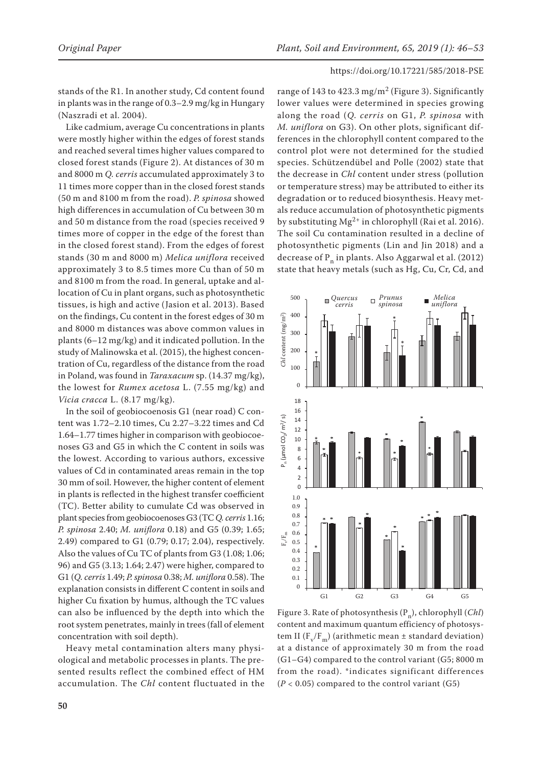stands of the R1. In another study, Cd content found in plants was in the range of 0.3–2.9 mg/kg in Hungary (Naszradi et al. 2004).

Like cadmium, average Cu concentrations in plants were mostly higher within the edges of forest stands and reached several times higher values compared to closed forest stands (Figure 2). At distances of 30 m and 8000 m *Q. cerris* accumulated approximately 3 to 11 times more copper than in the closed forest stands (50 m and 8100 m from the road). *P. spinosa* showed high differences in accumulation of Cu between 30 m and 50 m distance from the road (species received 9 times more of copper in the edge of the forest than in the closed forest stand). From the edges of forest stands (30 m and 8000 m) *Melica uniflora* received approximately 3 to 8.5 times more Cu than of 50 m and 8100 m from the road. In general, uptake and allocation of Cu in plant organs, such as photosynthetic tissues, is high and active (Jasion et al. 2013). Based on the findings, Cu content in the forest edges of 30 m and 8000 m distances was above common values in plants (6–12 mg/kg) and it indicated pollution. In the study of Malinowska et al. (2015), the highest concentration of Cu, regardless of the distance from the road in Poland, was found in *Taraxacum* sp. (14.37 mg/kg), the lowest for *Rumex acetosa* L. (7.55 mg/kg) and *Vicia cracca* L. (8.17 mg/kg).

In the soil of geobiocoenosis G1 (near road) C content was 1.72–2.10 times, Cu 2.27–3.22 times and Cd 1.64–1.77 times higher in comparison with geobiocoenoses G3 and G5 in which the C content in soils was the lowest. According to various authors, excessive values of Cd in contaminated areas remain in the top 30 mm of soil. However, the higher content of element in plants is reflected in the highest transfer coefficient (TC). Better ability to cumulate Cd was observed in plant species from geobiocoenoses G3 (TC *Q. cerris* 1.16; *P. spinosa* 2.40; *M. uniflora* 0.18) and G5 (0.39; 1.65; 2.49) compared to G1 (0.79; 0.17; 2.04), respectively. Also the values of Cu TC of plants from G3 (1.08; 1.06; 96) and G5 (3.13; 1.64; 2.47) were higher, compared to G1 (*Q. cerris* 1.49; *P. spinosa* 0.38; *M. uniflora* 0.58). The explanation consists in different C content in soils and higher Cu fixation by humus, although the TC values can also be influenced by the depth into which the root system penetrates, mainly in trees (fall of element concentration with soil depth).

Heavy metal contamination alters many physiological and metabolic processes in plants. The presented results reflect the combined effect of HM accumulation. The *Chl* content fluctuated in the range of 143 to 423.3 mg/m$^2$ (Figure 3). Significantly lower values were determined in species growing along the road (*Q. cerris* on G1, *P. spinosa* with *M. uniflora* on G3). On other plots, significant differences in the chlorophyll content compared to the control plot were not determined for the studied species. Schützendübel and Polle (2002) state that the decrease in *Chl* content under stress (pollution or temperature stress) may be attributed to either its degradation or to reduced biosynthesis. Heavy metals reduce accumulation of photosynthetic pigments by substituting $Mg^{2+}$ in chlorophyll (Rai et al. 2016). The soil Cu contamination resulted in a decline of photosynthetic pigments (Lin and Jin 2018) and a decrease of $P_n$ in plants. Also Aggarwal et al. (2012) state that heavy metals (such as Hg, Cu, Cr, Cd, and

Figure 3. Rate of photosynthesis ($P_n$), chlorophyll (*Chl*) content and maximum quantum efficiency of photosystem II ($F_v/F_m$) (arithmetic mean ± standard deviation) at a distance of approximately 30 m from the road (G1–G4) compared to the control variant (G5; 8000 m from the road). *indicates significant differences ($P < 0.05$) compared to the control variant (G5)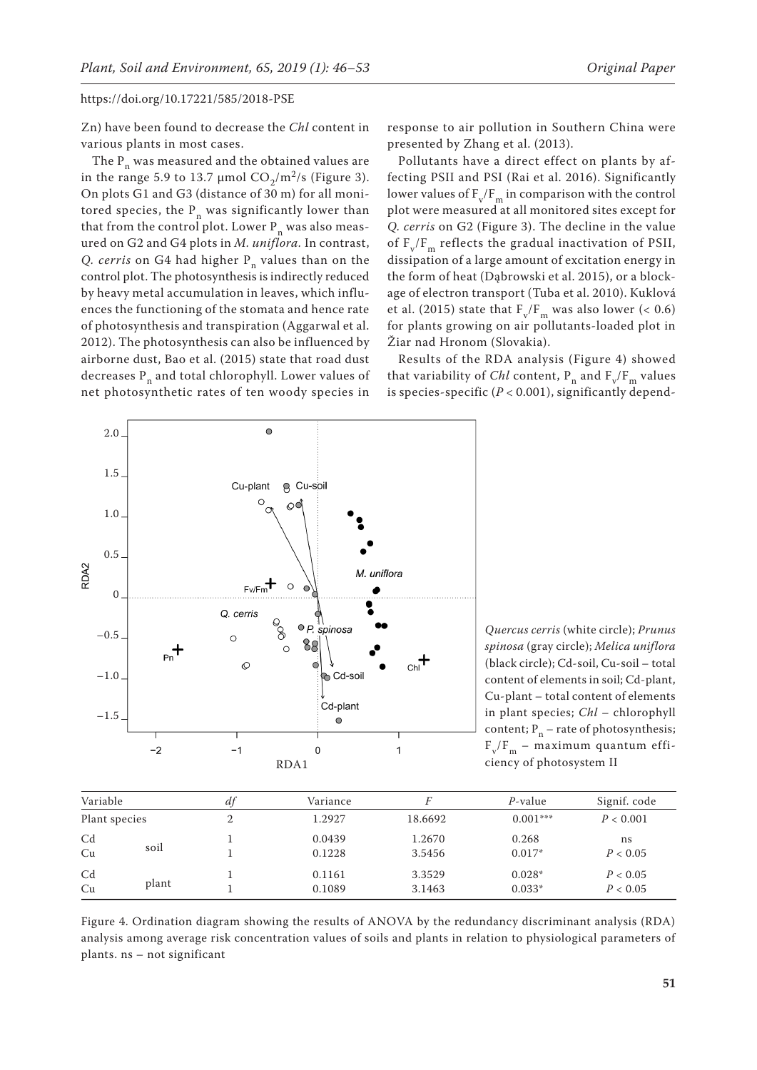Zn) have been found to decrease the *Chl* content in various plants in most cases.

The $P_n$ was measured and the obtained values are in the range 5.9 to 13.7 μmol $CO_2/m^2/s$ (Figure 3). On plots G1 and G3 (distance of 30 m) for all monitored species, the $P_n$ was significantly lower than that from the control plot. Lower $P_n$ was also measured on G2 and G4 plots in *M. uniflora*. In contrast, *Q. cerris* on G4 had higher $P_n$ values than on the control plot. The photosynthesis is indirectly reduced by heavy metal accumulation in leaves, which influences the functioning of the stomata and hence rate of photosynthesis and transpiration (Aggarwal et al. 2012). The photosynthesis can also be influenced by airborne dust, Bao et al. (2015) state that road dust decreases $P_n$ and total chlorophyll. Lower values of net photosynthetic rates of ten woody species in response to air pollution in Southern China were presented by Zhang et al. (2013).

Pollutants have a direct effect on plants by affecting PSII and PSI (Rai et al. 2016). Significantly lower values of $F_v/F_m$ in comparison with the control plot were measured at all monitored sites except for *Q. cerris* on G2 (Figure 3). The decline in the value of $F_v/F_m$ reflects the gradual inactivation of PSII, dissipation of a large amount of excitation energy in the form of heat (Dąbrowski et al. 2015), or a blockage of electron transport (Tuba et al. 2010). Kuklová et al. (2015) state that $F_v/F_m$ was also lower (< 0.6) for plants growing on air pollutants-loaded plot in Žiar nad Hronom (Slovakia).

Results of the RDA analysis (Figure 4) showed that variability of *Chl* content, $P_n$ and $F_v/F_m$ values is species-specific ($P$ < 0.001), significantly depend-

2.0
1.5
1.0
0.5
0
−0.5
−1.0
−1.5
RDA2
−2
−1
0
1
RDA1
Cu-plant
Cu-soil
Fv/Fm
M. uniflora
Q. cerris
P. spinosa
Pn
Chl
Cd-soil
Cd-plant

*Quercus cerris* (white circle); *Prunus spinosa* (gray circle); *Melica uniflora* (black circle); Cd-soil, Cu-soil – total content of elements in soil; Cd-plant, Cu-plant – total content of elements in plant species; *Chl* – chlorophyll content; $P_n$ – rate of photosynthesis; $F_v/F_m$ – maximum quantum efficiency of photosystem II

| Variable | | *df* | Variance | *F* | *P*-value | Signif. code |
|---|---|---|---|---|---|---|
| Plant species | | 2 | 1.2927 | 18.6692 | 0.001*** | $P$ < 0.001 |
| Cd | soil | 1 | 0.0439 | 1.2670 | 0.268 | ns |
| Cu | soil | 1 | 0.1228 | 3.5456 | 0.017* | $P$ < 0.05 |
| Cd | plant | 1 | 0.1161 | 3.3529 | 0.028* | $P$ < 0.05 |
| Cu | plant | 1 | 0.1089 | 3.1463 | 0.033* | $P$ < 0.05 |

Figure 4. Ordination diagram showing the results of ANOVA by the redundancy discriminant analysis (RDA) analysis among average risk concentration values of soils and plants in relation to physiological parameters of plants. ns – not significant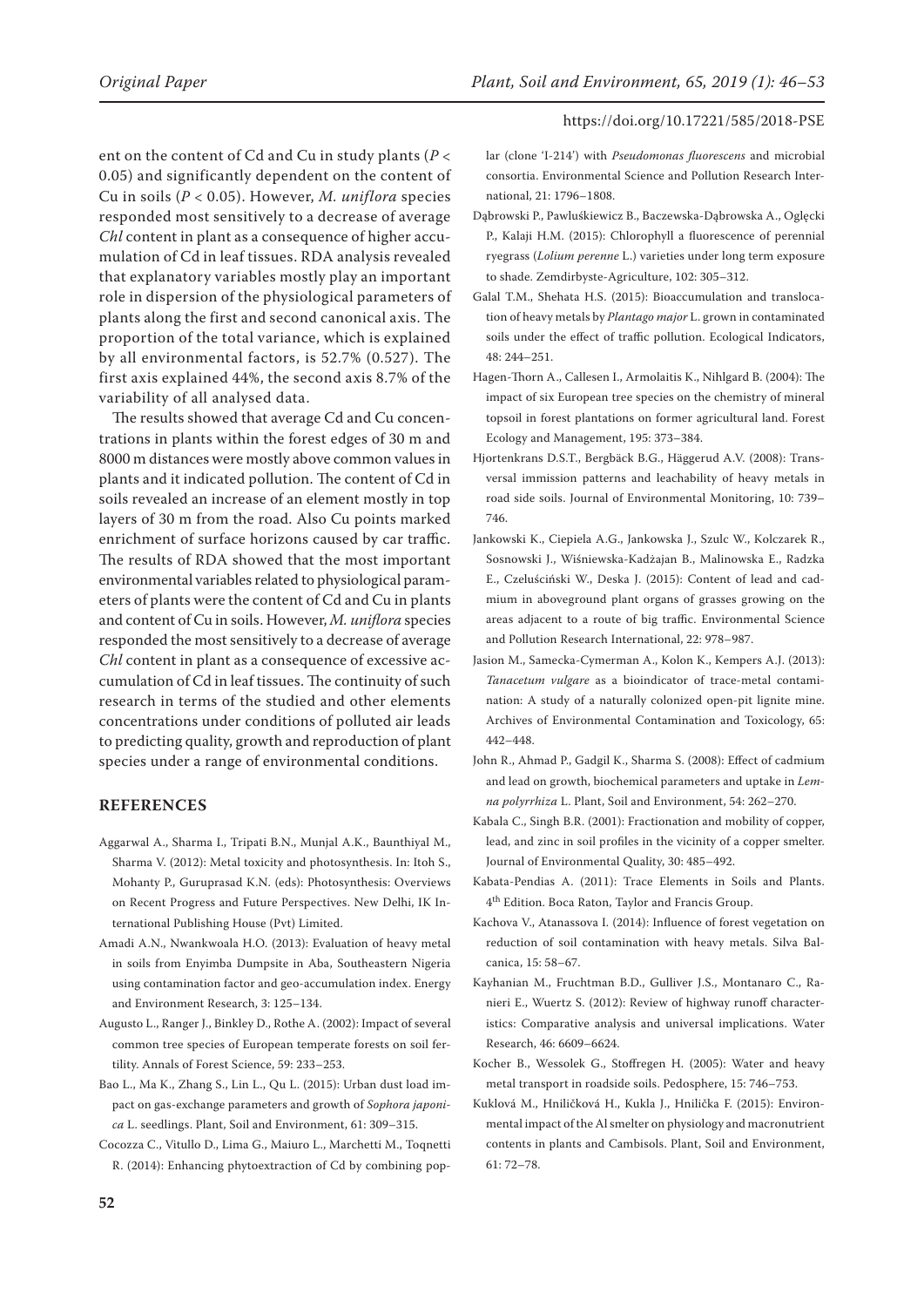ent on the content of Cd and Cu in study plants ($P < 0.05$) and significantly dependent on the content of Cu in soils ($P < 0.05$). However, *M. uniflora* species responded most sensitively to a decrease of average *Chl* content in plant as a consequence of higher accumulation of Cd in leaf tissues. RDA analysis revealed that explanatory variables mostly play an important role in dispersion of the physiological parameters of plants along the first and second canonical axis. The proportion of the total variance, which is explained by all environmental factors, is 52.7% (0.527). The first axis explained 44%, the second axis 8.7% of the variability of all analysed data.

The results showed that average Cd and Cu concentrations in plants within the forest edges of 30 m and 8000 m distances were mostly above common values in plants and it indicated pollution. The content of Cd in soils revealed an increase of an element mostly in top layers of 30 m from the road. Also Cu points marked enrichment of surface horizons caused by car traffic. The results of RDA showed that the most important environmental variables related to physiological parameters of plants were the content of Cd and Cu in plants and content of Cu in soils. However, *M. uniflora* species responded the most sensitively to a decrease of average *Chl* content in plant as a consequence of excessive accumulation of Cd in leaf tissues. The continuity of such research in terms of the studied and other elements concentrations under conditions of polluted air leads to predicting quality, growth and reproduction of plant species under a range of environmental conditions.

## REFERENCES

Aggarwal A., Sharma I., Tripati B.N., Munjal A.K., Baunthiyal M., Sharma V. (2012): Metal toxicity and photosynthesis. In: Itoh S., Mohanty P., Guruprasad K.N. (eds): Photosynthesis: Overviews on Recent Progress and Future Perspectives. New Delhi, IK International Publishing House (Pvt) Limited.

Amadi A.N., Nwankwoala H.O. (2013): Evaluation of heavy metal in soils from Enyimba Dumpsite in Aba, Southeastern Nigeria using contamination factor and geo-accumulation index. Energy and Environment Research, 3: 125–134.

Augusto L., Ranger J., Binkley D., Rothe A. (2002): Impact of several common tree species of European temperate forests on soil fertility. Annals of Forest Science, 59: 233–253.

Bao L., Ma K., Zhang S., Lin L., Qu L. (2015): Urban dust load impact on gas-exchange parameters and growth of *Sophora japonica* L. seedlings. Plant, Soil and Environment, 61: 309–315.

Cocozza C., Vitullo D., Lima G., Maiuro L., Marchetti M., Toqnetti R. (2014): Enhancing phytoextraction of Cd by combining poplar (clone 'I-214') with *Pseudomonas fluorescens* and microbial consortia. Environmental Science and Pollution Research International, 21: 1796–1808.

Dąbrowski P., Pawluśkiewicz B., Baczewska-Dąbrowska A., Oglęcki P., Kalaji H.M. (2015): Chlorophyll a fluorescence of perennial ryegrass (*Lolium perenne* L.) varieties under long term exposure to shade. Zemdirbyste-Agriculture, 102: 305–312.

Galal T.M., Shehata H.S. (2015): Bioaccumulation and translocation of heavy metals by *Plantago major* L. grown in contaminated soils under the effect of traffic pollution. Ecological Indicators, 48: 244–251.

Hagen-Thorn A., Callesen I., Armolaitis K., Nihlgard B. (2004): The impact of six European tree species on the chemistry of mineral topsoil in forest plantations on former agricultural land. Forest Ecology and Management, 195: 373–384.

Hjortenkrans D.S.T., Bergbäck B.G., Häggerud A.V. (2008): Transversal immission patterns and leachability of heavy metals in road side soils. Journal of Environmental Monitoring, 10: 739–746.

Jankowski K., Ciepiela A.G., Jankowska J., Szulc W., Kolczarek R., Sosnowski J., Wiśniewska-Kadżajan B., Malinowska E., Radzka E., Czeluściński W., Deska J. (2015): Content of lead and cadmium in aboveground plant organs of grasses growing on the areas adjacent to a route of big traffic. Environmental Science and Pollution Research International, 22: 978–987.

Jasion M., Samecka-Cymerman A., Kolon K., Kempers A.J. (2013): *Tanacetum vulgare* as a bioindicator of trace-metal contamination: A study of a naturally colonized open-pit lignite mine. Archives of Environmental Contamination and Toxicology, 65: 442–448.

John R., Ahmad P., Gadgil K., Sharma S. (2008): Effect of cadmium and lead on growth, biochemical parameters and uptake in *Lemna polyrrhiza* L. Plant, Soil and Environment, 54: 262–270.

Kabala C., Singh B.R. (2001): Fractionation and mobility of copper, lead, and zinc in soil profiles in the vicinity of a copper smelter. Journal of Environmental Quality, 30: 485–492.

Kabata-Pendias A. (2011): Trace Elements in Soils and Plants. 4th Edition. Boca Raton, Taylor and Francis Group.

Kachova V., Atanassova I. (2014): Influence of forest vegetation on reduction of soil contamination with heavy metals. Silva Balcanica, 15: 58–67.

Kayhanian M., Fruchtman B.D., Gulliver J.S., Montanaro C., Ranieri E., Wuertz S. (2012): Review of highway runoff characteristics: Comparative analysis and universal implications. Water Research, 46: 6609–6624.

Kocher B., Wessolek G., Stoffregen H. (2005): Water and heavy metal transport in roadside soils. Pedosphere, 15: 746–753.

Kuklová M., Hniličková H., Kukla J., Hnilička F. (2015): Environmental impact of the Al smelter on physiology and macronutrient contents in plants and Cambisols. Plant, Soil and Environment, 61: 72–78.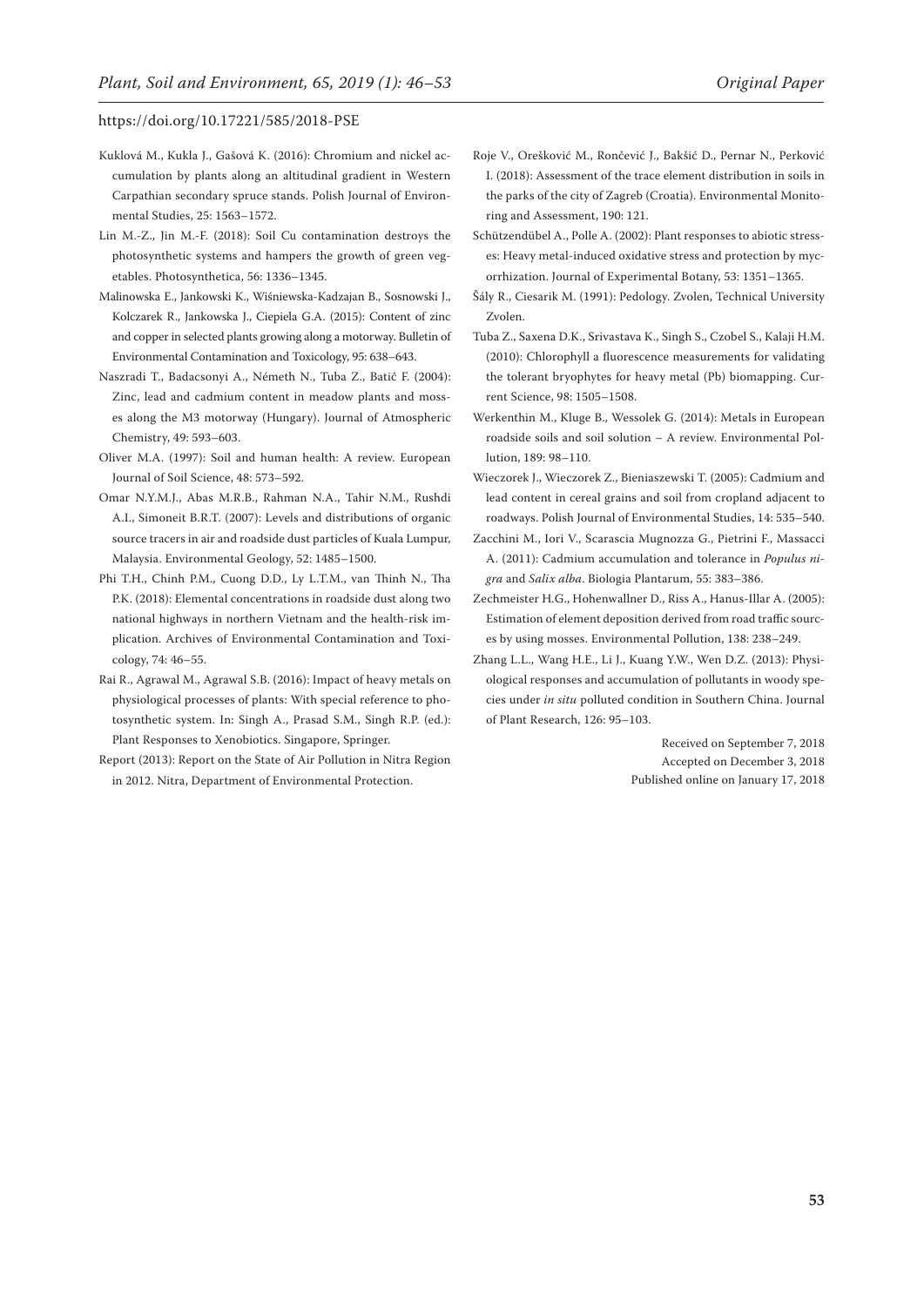Kuklová M., Kukla J., Gašová K. (2016): Chromium and nickel accumulation by plants along an altitudinal gradient in Western Carpathian secondary spruce stands. Polish Journal of Environmental Studies, 25: 1563–1572.

Lin M.-Z., Jin M.-F. (2018): Soil Cu contamination destroys the photosynthetic systems and hampers the growth of green vegetables. Photosynthetica, 56: 1336–1345.

Malinowska E., Jankowski K., Wiśniewska-Kadzajan B., Sosnowski J., Kolczarek R., Jankowska J., Ciepiela G.A. (2015): Content of zinc and copper in selected plants growing along a motorway. Bulletin of Environmental Contamination and Toxicology, 95: 638–643.

Naszradi T., Badacsonyi A., Németh N., Tuba Z., Batič F. (2004): Zinc, lead and cadmium content in meadow plants and mosses along the M3 motorway (Hungary). Journal of Atmospheric Chemistry, 49: 593–603.

Oliver M.A. (1997): Soil and human health: A review. European Journal of Soil Science, 48: 573–592.

Omar N.Y.M.J., Abas M.R.B., Rahman N.A., Tahir N.M., Rushdi A.I., Simoneit B.R.T. (2007): Levels and distributions of organic source tracers in air and roadside dust particles of Kuala Lumpur, Malaysia. Environmental Geology, 52: 1485–1500.

Phi T.H., Chinh P.M., Cuong D.D., Ly L.T.M., van Thinh N., Tha P.K. (2018): Elemental concentrations in roadside dust along two national highways in northern Vietnam and the health-risk implication. Archives of Environmental Contamination and Toxicology, 74: 46–55.

Rai R., Agrawal M., Agrawal S.B. (2016): Impact of heavy metals on physiological processes of plants: With special reference to photosynthetic system. In: Singh A., Prasad S.M., Singh R.P. (ed.): Plant Responses to Xenobiotics. Singapore, Springer.

Report (2013): Report on the State of Air Pollution in Nitra Region in 2012. Nitra, Department of Environmental Protection.

Roje V., Orešković M., Rončević J., Bakšić D., Pernar N., Perković I. (2018): Assessment of the trace element distribution in soils in the parks of the city of Zagreb (Croatia). Environmental Monitoring and Assessment, 190: 121.

Schützendübel A., Polle A. (2002): Plant responses to abiotic stresses: Heavy metal-induced oxidative stress and protection by mycorrhization. Journal of Experimental Botany, 53: 1351–1365.

Šály R., Ciesarik M. (1991): Pedology. Zvolen, Technical University Zvolen.

Tuba Z., Saxena D.K., Srivastava K., Singh S., Czobel S., Kalaji H.M. (2010): Chlorophyll a fluorescence measurements for validating the tolerant bryophytes for heavy metal (Pb) biomapping. Current Science, 98: 1505–1508.

Werkenthin M., Kluge B., Wessolek G. (2014): Metals in European roadside soils and soil solution – A review. Environmental Pollution, 189: 98–110.

Wieczorek J., Wieczorek Z., Bieniaszewski T. (2005): Cadmium and lead content in cereal grains and soil from cropland adjacent to roadways. Polish Journal of Environmental Studies, 14: 535–540.

Zacchini M., Iori V., Scarascia Mugnozza G., Pietrini F., Massacci A. (2011): Cadmium accumulation and tolerance in *Populus nigra* and *Salix alba*. Biologia Plantarum, 55: 383–386.

Zechmeister H.G., Hohenwallner D., Riss A., Hanus-Illar A. (2005): Estimation of element deposition derived from road traffic sources by using mosses. Environmental Pollution, 138: 238–249.

Zhang L.L., Wang H.E., Li J., Kuang Y.W., Wen D.Z. (2013): Physiological responses and accumulation of pollutants in woody species under *in situ* polluted condition in Southern China. Journal of Plant Research, 126: 95–103.

Received on September 7, 2018
Accepted on December 3, 2018
Published online on January 17, 2018